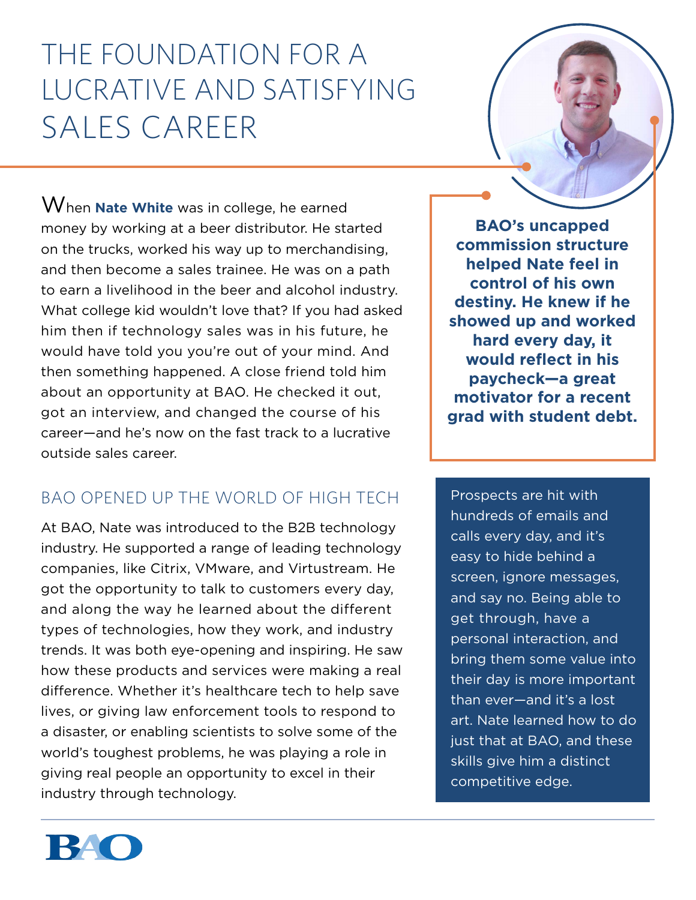# THE FOUNDATION FOR A LUCRATIVE AND SATISFYING SALES CAREER

When **Nate White** was in college, he earned money by working at a beer distributor. He started on the trucks, worked his way up to merchandising, and then become a sales trainee. He was on a path to earn a livelihood in the beer and alcohol industry. What college kid wouldn't love that? If you had asked him then if technology sales was in his future, he would have told you you're out of your mind. And then something happened. A close friend told him about an opportunity at BAO. He checked it out, got an interview, and changed the course of his career—and he's now on the fast track to a lucrative outside sales career.

**BAO's uncapped commission structure helped Nate feel in control of his own destiny. He knew if he showed up and worked hard every day, it would reflect in his paycheck—a great motivator for a recent grad with student debt.**

## BAO OPENED UP THE WORLD OF HIGH TECH

At BAO, Nate was introduced to the B2B technology industry. He supported a range of leading technology companies, like Citrix, VMware, and Virtustream. He got the opportunity to talk to customers every day, and along the way he learned about the different types of technologies, how they work, and industry trends. It was both eye-opening and inspiring. He saw how these products and services were making a real difference. Whether it's healthcare tech to help save lives, or giving law enforcement tools to respond to a disaster, or enabling scientists to solve some of the world's toughest problems, he was playing a role in giving real people an opportunity to excel in their industry through technology.

Prospects are hit with hundreds of emails and calls every day, and it's easy to hide behind a screen, ignore messages, and say no. Being able to get through, have a personal interaction, and bring them some value into their day is more important than ever—and it's a lost art. Nate learned how to do just that at BAO, and these skills give him a distinct competitive edge.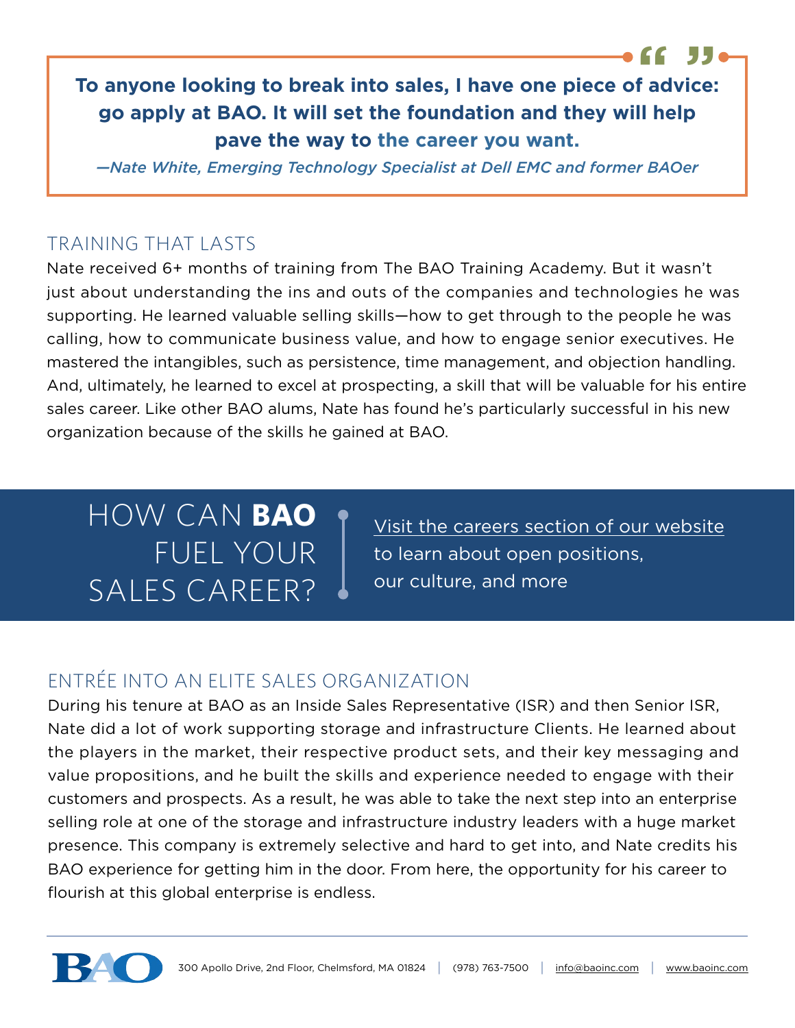> **To anyone looking to break into sales, I have one piece of advice: go apply at BAO. It will set the foundation and they will help pave the way to the career you want.**
>
> *—Nate White, Emerging Technology Specialist at Dell EMC and former BAOer*

## TRAINING THAT LASTS

Nate received 6+ months of training from The BAO Training Academy. But it wasn't just about understanding the ins and outs of the companies and technologies he was supporting. He learned valuable selling skills—how to get through to the people he was calling, how to communicate business value, and how to engage senior executives. He mastered the intangibles, such as persistence, time management, and objection handling. And, ultimately, he learned to excel at prospecting, a skill that will be valuable for his entire sales career. Like other BAO alums, Nate has found he's particularly successful in his new organization because of the skills he gained at BAO.

## HOW CAN **BAO** FUEL YOUR SALES CAREER?

Visit the careers section of our website to learn about open positions, our culture, and more

## ENTRÉE INTO AN ELITE SALES ORGANIZATION

During his tenure at BAO as an Inside Sales Representative (ISR) and then Senior ISR, Nate did a lot of work supporting storage and infrastructure Clients. He learned about the players in the market, their respective product sets, and their key messaging and value propositions, and he built the skills and experience needed to engage with their customers and prospects. As a result, he was able to take the next step into an enterprise selling role at one of the storage and infrastructure industry leaders with a huge market presence. This company is extremely selective and hard to get into, and Nate credits his BAO experience for getting him in the door. From here, the opportunity for his career to flourish at this global enterprise is endless.

BAO | 300 Apollo Drive, 2nd Floor, Chelmsford, MA 01824 | (978) 763-7500 | info@baoinc.com | www.baoinc.com